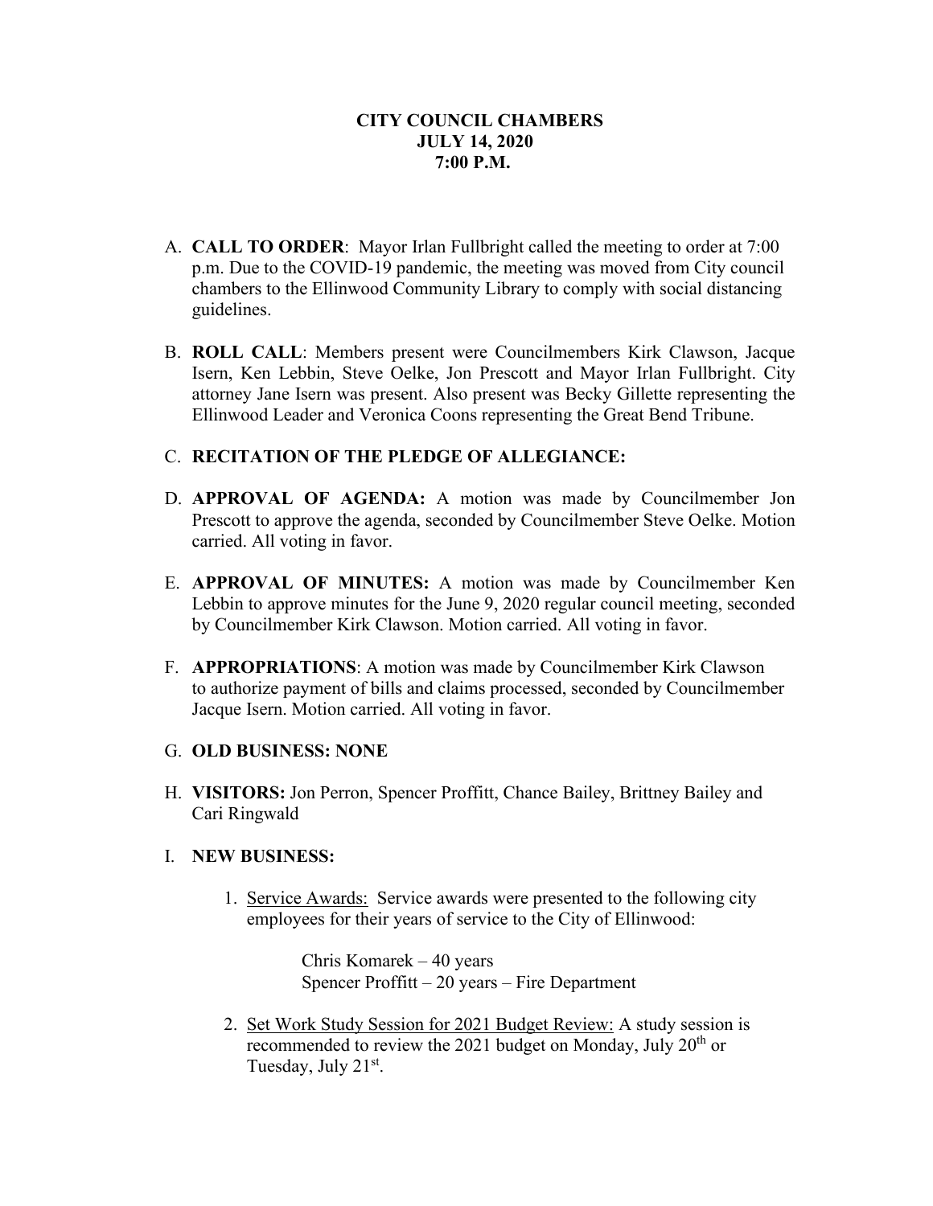**CITY COUNCIL CHAMBERS**
**JULY 14, 2020**
**7:00 P.M.**

A. **CALL TO ORDER**: Mayor Irlan Fullbright called the meeting to order at 7:00 p.m. Due to the COVID-19 pandemic, the meeting was moved from City council chambers to the Ellinwood Community Library to comply with social distancing guidelines.

B. **ROLL CALL**: Members present were Councilmembers Kirk Clawson, Jacque Isern, Ken Lebbin, Steve Oelke, Jon Prescott and Mayor Irlan Fullbright. City attorney Jane Isern was present. Also present was Becky Gillette representing the Ellinwood Leader and Veronica Coons representing the Great Bend Tribune.

C. **RECITATION OF THE PLEDGE OF ALLEGIANCE:**

D. **APPROVAL OF AGENDA:** A motion was made by Councilmember Jon Prescott to approve the agenda, seconded by Councilmember Steve Oelke. Motion carried. All voting in favor.

E. **APPROVAL OF MINUTES:** A motion was made by Councilmember Ken Lebbin to approve minutes for the June 9, 2020 regular council meeting, seconded by Councilmember Kirk Clawson. Motion carried. All voting in favor.

F. **APPROPRIATIONS**: A motion was made by Councilmember Kirk Clawson to authorize payment of bills and claims processed, seconded by Councilmember Jacque Isern. Motion carried. All voting in favor.

G. **OLD BUSINESS: NONE**

H. **VISITORS:** Jon Perron, Spencer Proffitt, Chance Bailey, Brittney Bailey and Cari Ringwald

I. **NEW BUSINESS:**

1. Service Awards: Service awards were presented to the following city employees for their years of service to the City of Ellinwood:

   Chris Komarek – 40 years
   Spencer Proffitt – 20 years – Fire Department

2. Set Work Study Session for 2021 Budget Review: A study session is recommended to review the 2021 budget on Monday, July 20th or Tuesday, July 21st.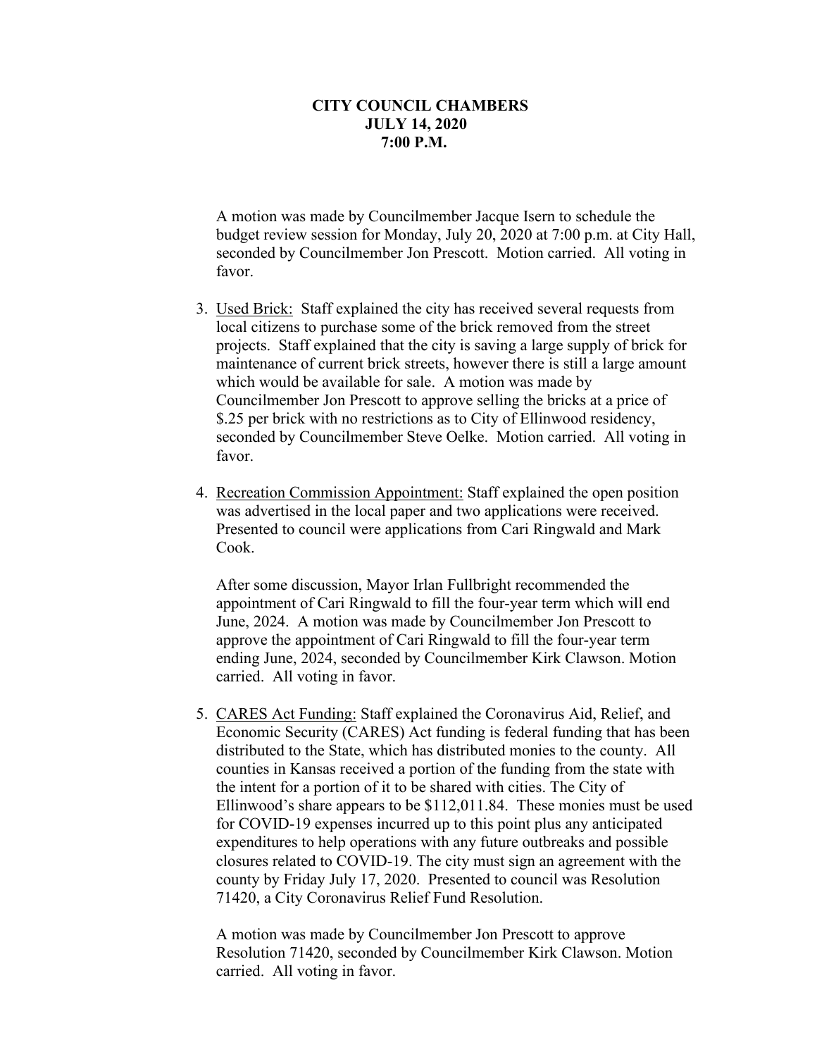**CITY COUNCIL CHAMBERS**
**JULY 14, 2020**
**7:00 P.M.**

A motion was made by Councilmember Jacque Isern to schedule the budget review session for Monday, July 20, 2020 at 7:00 p.m. at City Hall, seconded by Councilmember Jon Prescott. Motion carried. All voting in favor.

3. Used Brick: Staff explained the city has received several requests from local citizens to purchase some of the brick removed from the street projects. Staff explained that the city is saving a large supply of brick for maintenance of current brick streets, however there is still a large amount which would be available for sale. A motion was made by Councilmember Jon Prescott to approve selling the bricks at a price of $.25 per brick with no restrictions as to City of Ellinwood residency, seconded by Councilmember Steve Oelke. Motion carried. All voting in favor.

4. Recreation Commission Appointment: Staff explained the open position was advertised in the local paper and two applications were received. Presented to council were applications from Cari Ringwald and Mark Cook.

   After some discussion, Mayor Irlan Fullbright recommended the appointment of Cari Ringwald to fill the four-year term which will end June, 2024. A motion was made by Councilmember Jon Prescott to approve the appointment of Cari Ringwald to fill the four-year term ending June, 2024, seconded by Councilmember Kirk Clawson. Motion carried. All voting in favor.

5. CARES Act Funding: Staff explained the Coronavirus Aid, Relief, and Economic Security (CARES) Act funding is federal funding that has been distributed to the State, which has distributed monies to the county. All counties in Kansas received a portion of the funding from the state with the intent for a portion of it to be shared with cities. The City of Ellinwood's share appears to be $112,011.84. These monies must be used for COVID-19 expenses incurred up to this point plus any anticipated expenditures to help operations with any future outbreaks and possible closures related to COVID-19. The city must sign an agreement with the county by Friday July 17, 2020. Presented to council was Resolution 71420, a City Coronavirus Relief Fund Resolution.

   A motion was made by Councilmember Jon Prescott to approve Resolution 71420, seconded by Councilmember Kirk Clawson. Motion carried. All voting in favor.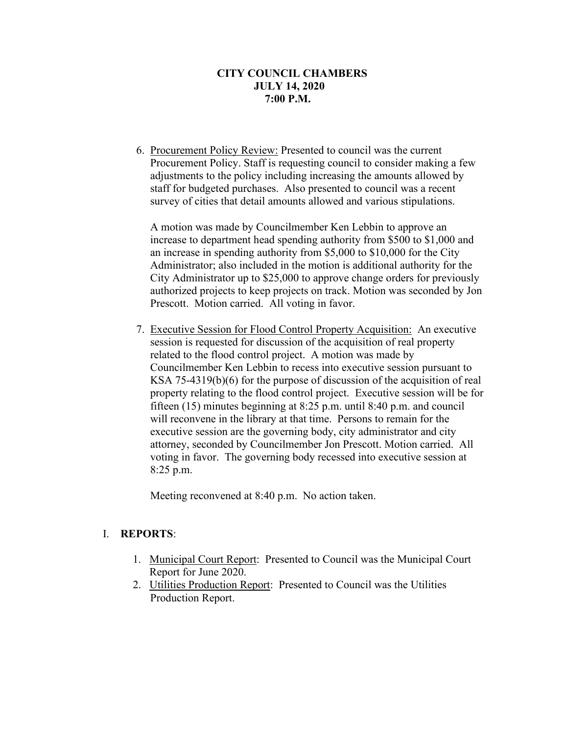**CITY COUNCIL CHAMBERS**
**JULY 14, 2020**
**7:00 P.M.**

6. Procurement Policy Review: Presented to council was the current Procurement Policy. Staff is requesting council to consider making a few adjustments to the policy including increasing the amounts allowed by staff for budgeted purchases. Also presented to council was a recent survey of cities that detail amounts allowed and various stipulations.

   A motion was made by Councilmember Ken Lebbin to approve an increase to department head spending authority from $500 to $1,000 and an increase in spending authority from $5,000 to $10,000 for the City Administrator; also included in the motion is additional authority for the City Administrator up to $25,000 to approve change orders for previously authorized projects to keep projects on track. Motion was seconded by Jon Prescott. Motion carried. All voting in favor.

7. Executive Session for Flood Control Property Acquisition: An executive session is requested for discussion of the acquisition of real property related to the flood control project. A motion was made by Councilmember Ken Lebbin to recess into executive session pursuant to KSA 75-4319(b)(6) for the purpose of discussion of the acquisition of real property relating to the flood control project. Executive session will be for fifteen (15) minutes beginning at 8:25 p.m. until 8:40 p.m. and council will reconvene in the library at that time. Persons to remain for the executive session are the governing body, city administrator and city attorney, seconded by Councilmember Jon Prescott. Motion carried. All voting in favor. The governing body recessed into executive session at 8:25 p.m.

   Meeting reconvened at 8:40 p.m. No action taken.

## I. **REPORTS**:

1. Municipal Court Report: Presented to Council was the Municipal Court Report for June 2020.
2. Utilities Production Report: Presented to Council was the Utilities Production Report.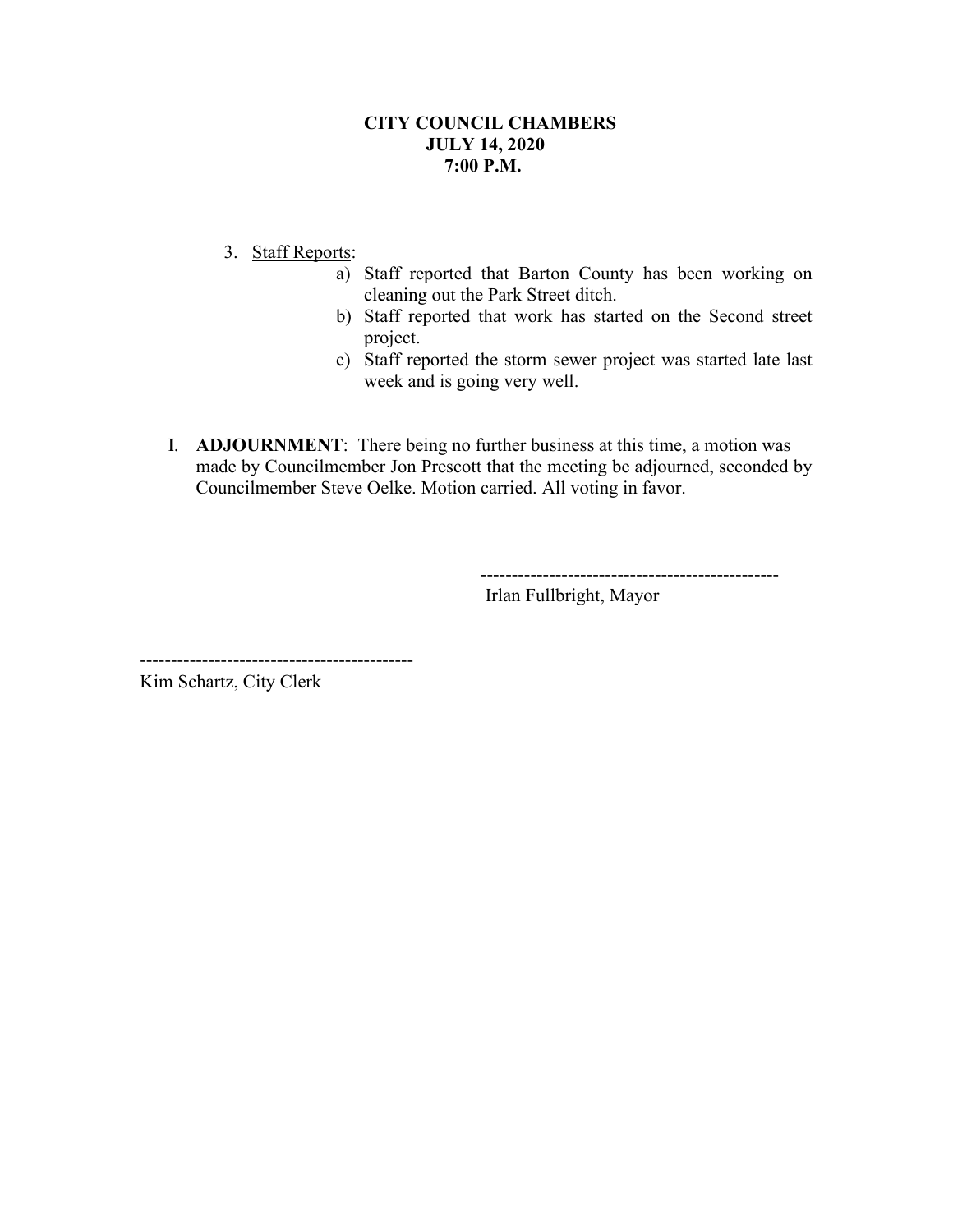**CITY COUNCIL CHAMBERS**
**JULY 14, 2020**
**7:00 P.M.**

3. Staff Reports:
   a) Staff reported that Barton County has been working on cleaning out the Park Street ditch.
   b) Staff reported that work has started on the Second street project.
   c) Staff reported the storm sewer project was started late last week and is going very well.

I. **ADJOURNMENT**: There being no further business at this time, a motion was made by Councilmember Jon Prescott that the meeting be adjourned, seconded by Councilmember Steve Oelke. Motion carried. All voting in favor.

------------------------------------------------
Irlan Fullbright, Mayor

--------------------------------------------
Kim Schartz, City Clerk